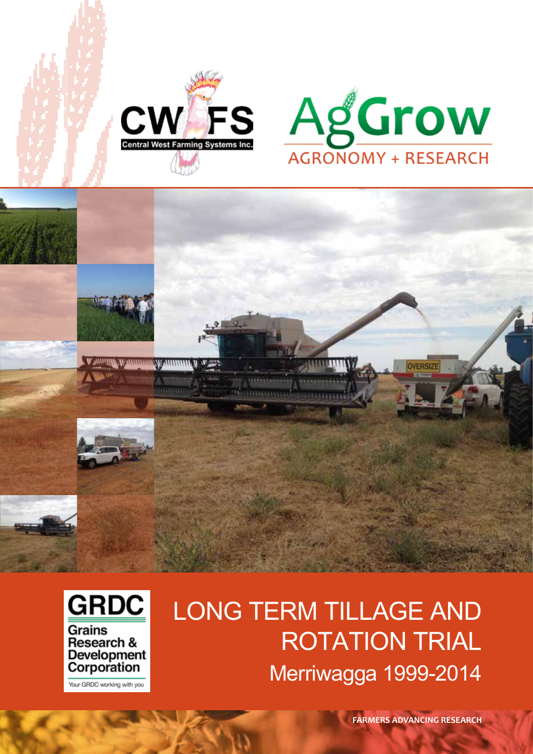CWFS Central West Farming Systems Inc.

AgGrow AGRONOMY + RESEARCH

GRDC Grains Research & Development Corporation

Your GRDC working with you

# LONG TERM TILLAGE AND ROTATION TRIAL

## Merriwagga 1999-2014

FARMERS ADVANCING RESEARCH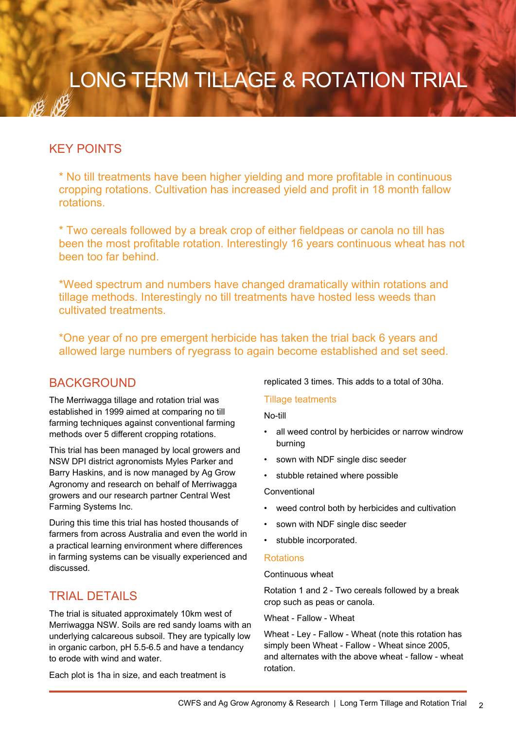# LONG TERM TILLAGE & ROTATION TRIAL

## KEY POINTS

* No till treatments have been higher yielding and more profitable in continuous cropping rotations. Cultivation has increased yield and profit in 18 month fallow rotations.

* Two cereals followed by a break crop of either fieldpeas or canola no till has been the most profitable rotation. Interestingly 16 years continuous wheat has not been too far behind.

*Weed spectrum and numbers have changed dramatically within rotations and tillage methods. Interestingly no till treatments have hosted less weeds than cultivated treatments.

*One year of no pre emergent herbicide has taken the trial back 6 years and allowed large numbers of ryegrass to again become established and set seed.

## BACKGROUND

The Merriwagga tillage and rotation trial was established in 1999 aimed at comparing no till farming techniques against conventional farming methods over 5 different cropping rotations.

This trial has been managed by local growers and NSW DPI district agronomists Myles Parker and Barry Haskins, and is now managed by Ag Grow Agronomy and research on behalf of Merriwagga growers and our research partner Central West Farming Systems Inc.

During this time this trial has hosted thousands of farmers from across Australia and even the world in a practical learning environment where differences in farming systems can be visually experienced and discussed.

## TRIAL DETAILS

The trial is situated approximately 10km west of Merriwagga NSW. Soils are red sandy loams with an underlying calcareous subsoil. They are typically low in organic carbon, pH 5.5-6.5 and have a tendancy to erode with wind and water.

Each plot is 1ha in size, and each treatment is replicated 3 times. This adds to a total of 30ha.

### Tillage teatments

No-till

- all weed control by herbicides or narrow windrow burning
- sown with NDF single disc seeder
- stubble retained where possible

Conventional

- weed control both by herbicides and cultivation
- sown with NDF single disc seeder
- stubble incorporated.

### Rotations

Continuous wheat

Rotation 1 and 2 - Two cereals followed by a break crop such as peas or canola.

Wheat - Fallow - Wheat

Wheat - Ley - Fallow - Wheat (note this rotation has simply been Wheat - Fallow - Wheat since 2005, and alternates with the above wheat - fallow - wheat rotation.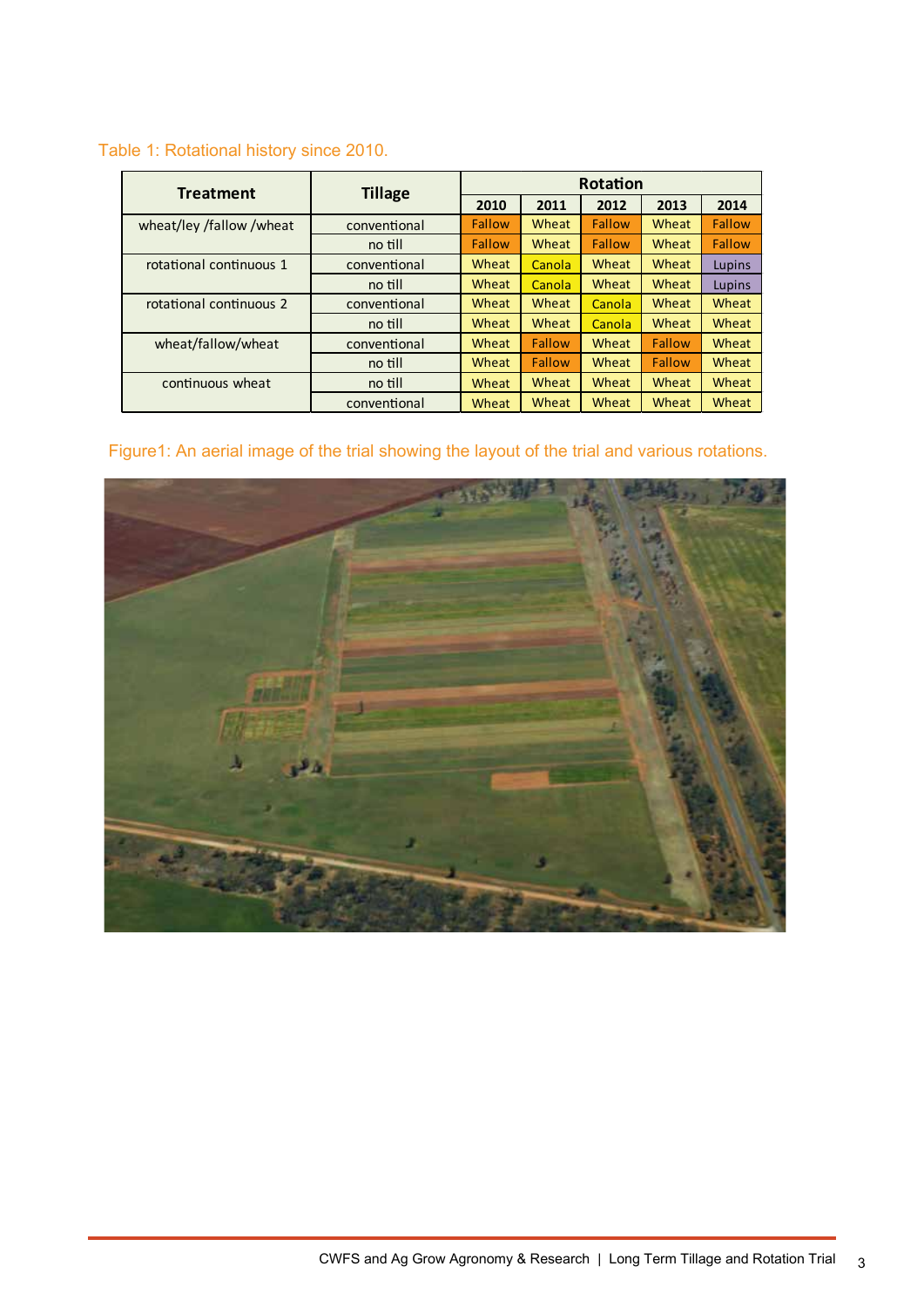Table 1: Rotational history since 2010.

| Treatment | Tillage | Rotation | | | | |
|---|---|---|---|---|---|---|
| | | 2010 | 2011 | 2012 | 2013 | 2014 |
| wheat/ley /fallow /wheat | conventional | Fallow | Wheat | Fallow | Wheat | Fallow |
| | no till | Fallow | Wheat | Fallow | Wheat | Fallow |
| rotational continuous 1 | conventional | Wheat | Canola | Wheat | Wheat | Lupins |
| | no till | Wheat | Canola | Wheat | Wheat | Lupins |
| rotational continuous 2 | conventional | Wheat | Wheat | Canola | Wheat | Wheat |
| | no till | Wheat | Wheat | Canola | Wheat | Wheat |
| wheat/fallow/wheat | conventional | Wheat | Fallow | Wheat | Fallow | Wheat |
| | no till | Wheat | Fallow | Wheat | Fallow | Wheat |
| continuous wheat | no till | Wheat | Wheat | Wheat | Wheat | Wheat |
| | conventional | Wheat | Wheat | Wheat | Wheat | Wheat |

Figure1: An aerial image of the trial showing the layout of the trial and various rotations.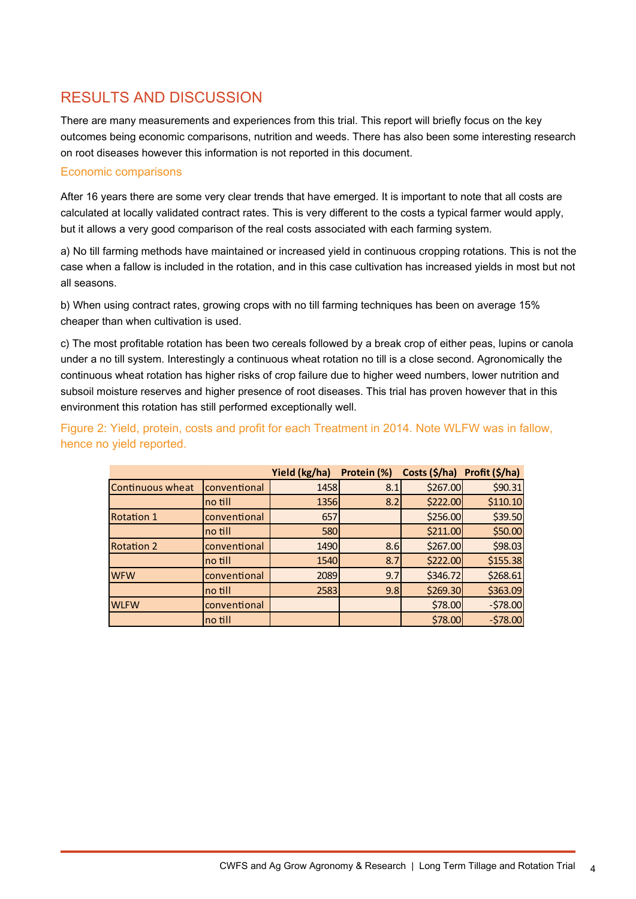## RESULTS AND DISCUSSION

There are many measurements and experiences from this trial. This report will briefly focus on the key outcomes being economic comparisons, nutrition and weeds. There has also been some interesting research on root diseases however this information is not reported in this document.

### Economic comparisons

After 16 years there are some very clear trends that have emerged. It is important to note that all costs are calculated at locally validated contract rates. This is very different to the costs a typical farmer would apply, but it allows a very good comparison of the real costs associated with each farming system.

a) No till farming methods have maintained or increased yield in continuous cropping rotations. This is not the case when a fallow is included in the rotation, and in this case cultivation has increased yields in most but not all seasons.

b) When using contract rates, growing crops with no till farming techniques has been on average 15% cheaper than when cultivation is used.

c) The most profitable rotation has been two cereals followed by a break crop of either peas, lupins or canola under a no till system. Interestingly a continuous wheat rotation no till is a close second. Agronomically the continuous wheat rotation has higher risks of crop failure due to higher weed numbers, lower nutrition and subsoil moisture reserves and higher presence of root diseases. This trial has proven however that in this environment this rotation has still performed exceptionally well.

Figure 2: Yield, protein, costs and profit for each Treatment in 2014. Note WLFW was in fallow, hence no yield reported.

| | | Yield (kg/ha) | Protein (%) | Costs ($/ha) | Profit ($/ha) |
|---|---|---|---|---|---|
| Continuous wheat | conventional | 1458 | 8.1 | $267.00 | $90.31 |
| | no till | 1356 | 8.2 | $222.00 | $110.10 |
| Rotation 1 | conventional | 657 | | $256.00 | $39.50 |
| | no till | 580 | | $211.00 | $50.00 |
| Rotation 2 | conventional | 1490 | 8.6 | $267.00 | $98.03 |
| | no till | 1540 | 8.7 | $222.00 | $155.38 |
| WFW | conventional | 2089 | 9.7 | $346.72 | $268.61 |
| | no till | 2583 | 9.8 | $269.30 | $363.09 |
| WLFW | conventional | | | $78.00 | -$78.00 |
| | no till | | | $78.00 | -$78.00 |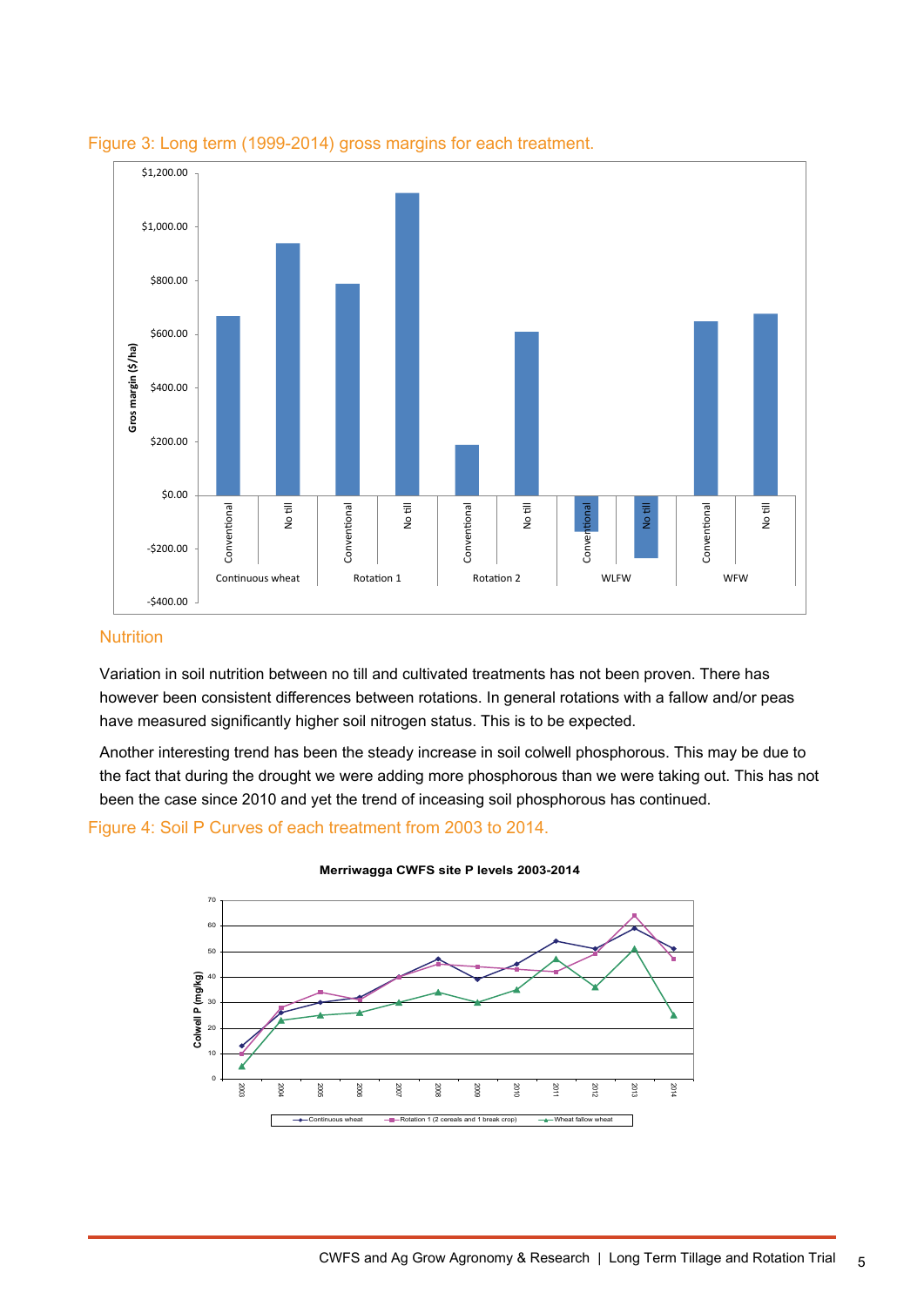Figure 3: Long term (1999-2014) gross margins for each treatment.

## Nutrition

Variation in soil nutrition between no till and cultivated treatments has not been proven. There has however been consistent differences between rotations. In general rotations with a fallow and/or peas have measured significantly higher soil nitrogen status. This is to be expected.

Another interesting trend has been the steady increase in soil colwell phosphorous. This may be due to the fact that during the drought we were adding more phosphorous than we were taking out. This has not been the case since 2010 and yet the trend of inceasing soil phosphorous has continued.

Figure 4: Soil P Curves of each treatment from 2003 to 2014.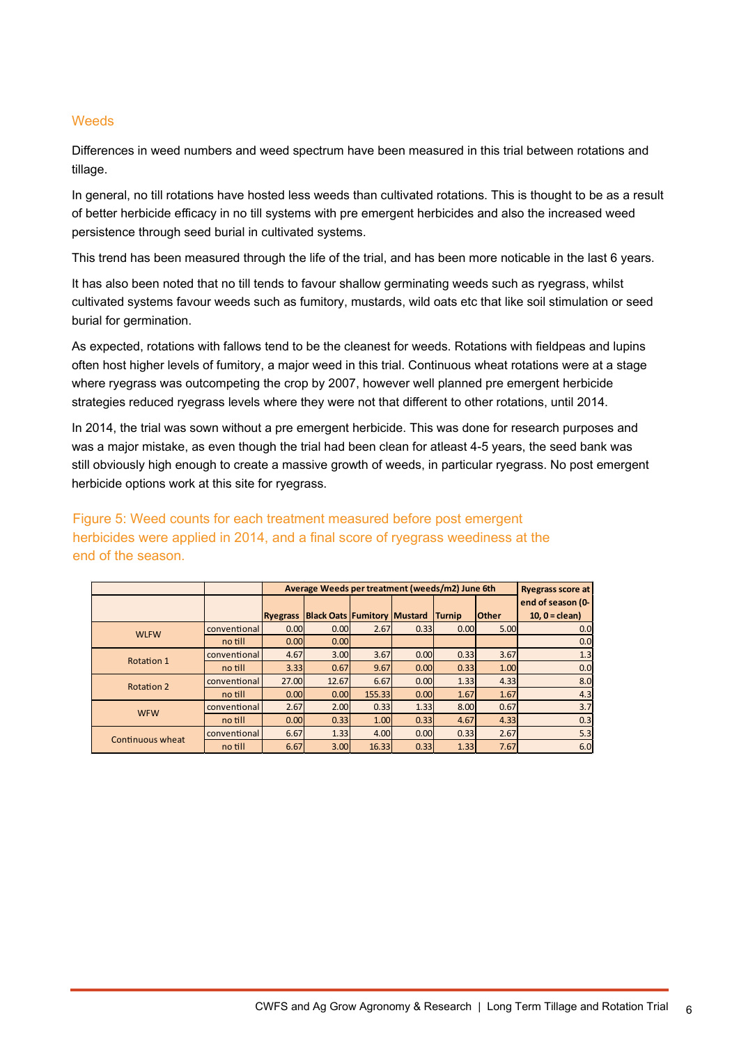## Weeds

Differences in weed numbers and weed spectrum have been measured in this trial between rotations and tillage.

In general, no till rotations have hosted less weeds than cultivated rotations. This is thought to be as a result of better herbicide efficacy in no till systems with pre emergent herbicides and also the increased weed persistence through seed burial in cultivated systems.

This trend has been measured through the life of the trial, and has been more noticable in the last 6 years.

It has also been noted that no till tends to favour shallow germinating weeds such as ryegrass, whilst cultivated systems favour weeds such as fumitory, mustards, wild oats etc that like soil stimulation or seed burial for germination.

As expected, rotations with fallows tend to be the cleanest for weeds. Rotations with fieldpeas and lupins often host higher levels of fumitory, a major weed in this trial. Continuous wheat rotations were at a stage where ryegrass was outcompeting the crop by 2007, however well planned pre emergent herbicide strategies reduced ryegrass levels where they were not that different to other rotations, until 2014.

In 2014, the trial was sown without a pre emergent herbicide. This was done for research purposes and was a major mistake, as even though the trial had been clean for atleast 4-5 years, the seed bank was still obviously high enough to create a massive growth of weeds, in particular ryegrass. No post emergent herbicide options work at this site for ryegrass.

Figure 5: Weed counts for each treatment measured before post emergent herbicides were applied in 2014, and a final score of ryegrass weediness at the end of the season.

| | | Average Weeds per treatment (weeds/m2) June 6th | | | | | | Ryegrass score at |
|---|---|---|---|---|---|---|---|---|
| | | Ryegrass | Black Oats | Fumitory | Mustard | Turnip | Other | end of season (0-10, 0 = clean) |
| WLFW | conventional | 0.00 | 0.00 | 2.67 | 0.33 | 0.00 | 5.00 | 0.0 |
| | no till | 0.00 | 0.00 | | | | | 0.0 |
| Rotation 1 | conventional | 4.67 | 3.00 | 3.67 | 0.00 | 0.33 | 3.67 | 1.3 |
| | no till | 3.33 | 0.67 | 9.67 | 0.00 | 0.33 | 1.00 | 0.0 |
| Rotation 2 | conventional | 27.00 | 12.67 | 6.67 | 0.00 | 1.33 | 4.33 | 8.0 |
| | no till | 0.00 | 0.00 | 155.33 | 0.00 | 1.67 | 1.67 | 4.3 |
| WFW | conventional | 2.67 | 2.00 | 0.33 | 1.33 | 8.00 | 0.67 | 3.7 |
| | no till | 0.00 | 0.33 | 1.00 | 0.33 | 4.67 | 4.33 | 0.3 |
| Continuous wheat | conventional | 6.67 | 1.33 | 4.00 | 0.00 | 0.33 | 2.67 | 5.3 |
| | no till | 6.67 | 3.00 | 16.33 | 0.33 | 1.33 | 7.67 | 6.0 |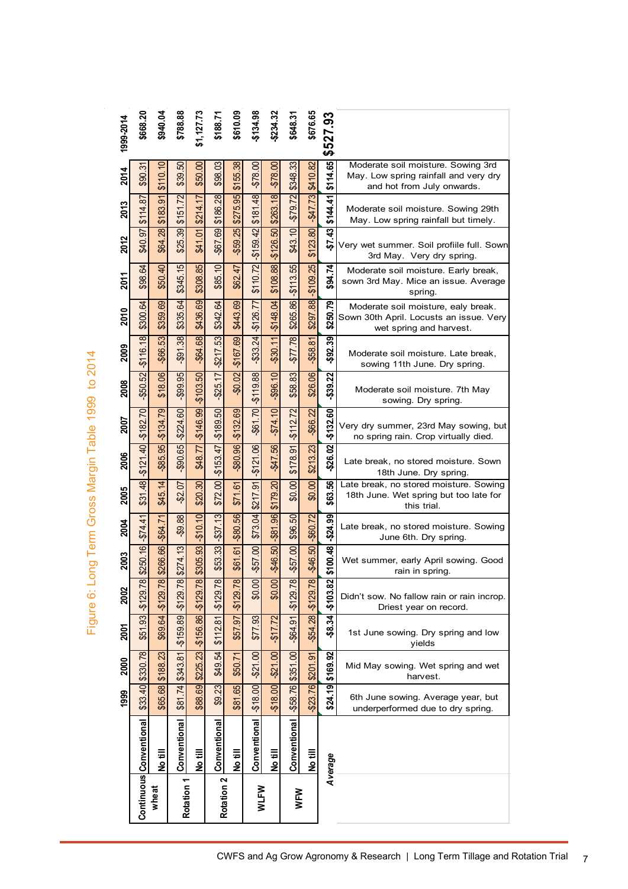# Figure 6: Long Term Gross Margin Table 1999 to 2014

| Rotation | Tillage | 1999 | 2000 | 2001 | 2002 | 2003 | 2004 | 2005 | 2006 | 2007 | 2008 | 2009 | 2010 | 2011 | 2012 | 2013 | 2014 | 1999-2014 |
|---|---|---|---|---|---|---|---|---|---|---|---|---|---|---|---|---|---|---|
| Continuous wheat | Conventional | $33.40 | $330.78 | $51.93 | -$129.78 | $250.16 | -$74.41 | $31.48 | -$121.40 | -$182.70 | -$50.52 | -$116.18 | $300.64 | $98.64 | $40.97 | $114.87 | $90.31 | $668.20 |
| | No till | $65.68 | $188.23 | $69.64 | -$129.78 | $266.66 | -$64.71 | $45.14 | -$85.95 | -$134.79 | $18.06 | -$66.53 | $359.69 | $50.40 | $64.28 | $183.91 | $110.10 | $940.04 |
| Rotation 1 | Conventional | $81.74 | $343.81 | -$159.89 | -$129.78 | $274.13 | -$9.88 | -$2.07 | -$90.65 | -$224.60 | -$99.95 | -$91.38 | $335.64 | $345.15 | $25.39 | $151.72 | $39.50 | $788.88 |
| | No till | $88.69 | $225.23 | -$156.86 | -$129.78 | $305.93 | -$10.10 | $20.30 | $48.77 | -$146.99 | -$103.50 | -$64.68 | $436.69 | $308.85 | $41.01 | $214.17 | $50.00 | $1,127.73 |
| Rotation 2 | Conventional | $9.23 | $49.54 | $112.81 | -$129.78 | $53.33 | -$37.13 | $72.00 | -$153.47 | -$189.50 | -$25.17 | -$217.53 | $342.64 | $85.10 | -$67.69 | $186.28 | $98.03 | $188.71 |
| | No till | $81.65 | $50.71 | $57.97 | -$129.78 | $61.61 | -$80.56 | $71.61 | -$80.96 | -$132.69 | -$0.02 | -$167.69 | $443.69 | $62.47 | -$59.25 | $275.95 | $155.38 | $610.09 |
| WLFW | Conventional | -$18.00 | -$21.00 | $77.93 | $0.00 | -$57.00 | $73.04 | $217.91 | -$121.06 | -$61.70 | -$119.88 | -$33.24 | -$126.77 | $110.72 | -$159.42 | $181.48 | -$78.00 | -$134.98 |
| | No till | -$18.00 | -$21.00 | -$17.72 | $0.00 | -$46.50 | -$81.96 | $179.20 | -$47.56 | -$74.10 | -$96.10 | -$30.11 | -$148.04 | $108.88 | -$126.50 | -$263.18 | -$78.00 | -$234.32 |
| WFW | Conventional | -$58.76 | $351.00 | -$64.91 | -$129.78 | -$57.00 | $96.50 | $0.00 | $178.91 | -$112.72 | $58.83 | -$77.78 | $265.86 | -$113.55 | $43.10 | -$79.72 | $348.33 | $648.31 |
| | No till | -$23.76 | $201.91 | -$54.28 | -$129.78 | -$46.50 | -$60.72 | $0.00 | $213.23 | -$66.22 | $26.06 | -$58.81 | $297.88 | -$109.25 | $123.80 | -$47.73 | $410.82 | $676.65 |
| *Average* | | **$24.19** | **$169.92** | **-$8.34** | **-$103.82** | **$100.48** | **-$24.99** | **$63.56** | **-$26.02** | **-$132.60** | **-$39.22** | **-$92.39** | **$250.79** | **$94.74** | **-$7.43** | **$144.41** | **$114.65** | **$527.93** |
| | | 6th June sowing. Average year, but underperformed due to dry spring. | Mid May sowing. Wet spring and wet harvest. | 1st June sowing. Dry spring and low yields | Didn't sow. No fallow rain or rain incrop. Driest year on record. | Wet summer, early April sowing. Good rain in spring. | Late break, no stored moisture. Sowing June 6th. Dry spring. | Late break, no stored moisture. Sowing 18th June. Wet spring but too late for this trial. | Late break, no stored moisture. Sown 18th June. Dry spring. | Very dry summer, 23rd May sowing, but no spring rain. Crop virtually died. | Moderate soil moisture. 7th May sowing. Dry spring. | Moderate soil moisture. Late break, sowing 11th June. Dry spring. | Moderate soil moisture, ealy break. Sown 30th April. Locusts an issue. Very wet spring and harvest. | Moderate soil moisture. Early break, sown 3rd May. Mice an issue. Average spring. | Very wet summer. Soil profiile full. Sown 3rd May. Very dry spring. | Moderate soil moisture. Sowing 29th May. Low spring rainfall but timely. | Moderate soil moisture. Sowing 3rd May. Low spring rainfall and very dry and hot from July onwards. | |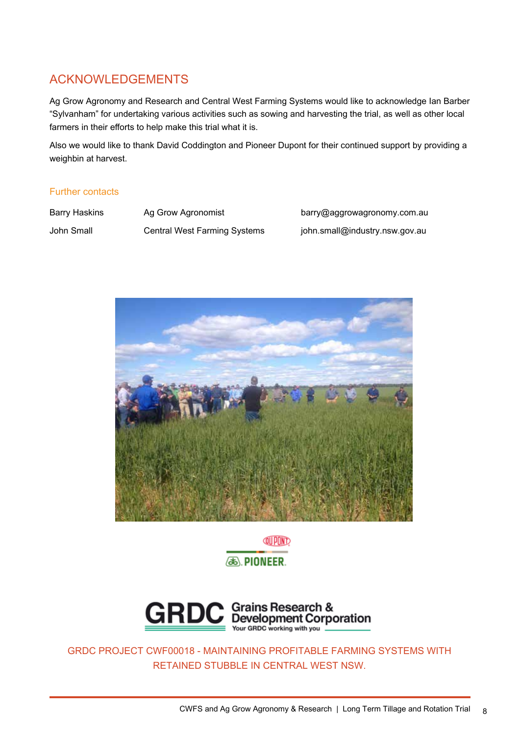## ACKNOWLEDGEMENTS

Ag Grow Agronomy and Research and Central West Farming Systems would like to acknowledge Ian Barber "Sylvanham" for undertaking various activities such as sowing and harvesting the trial, as well as other local farmers in their efforts to help make this trial what it is.

Also we would like to thank David Coddington and Pioneer Dupont for their continued support by providing a weighbin at harvest.

### Further contacts

| | | |
|---|---|---|
| Barry Haskins | Ag Grow Agronomist | barry@aggrowagronomy.com.au |
| John Small | Central West Farming Systems | john.small@industry.nsw.gov.au |

GRDC PROJECT CWF00018 - MAINTAINING PROFITABLE FARMING SYSTEMS WITH RETAINED STUBBLE IN CENTRAL WEST NSW.